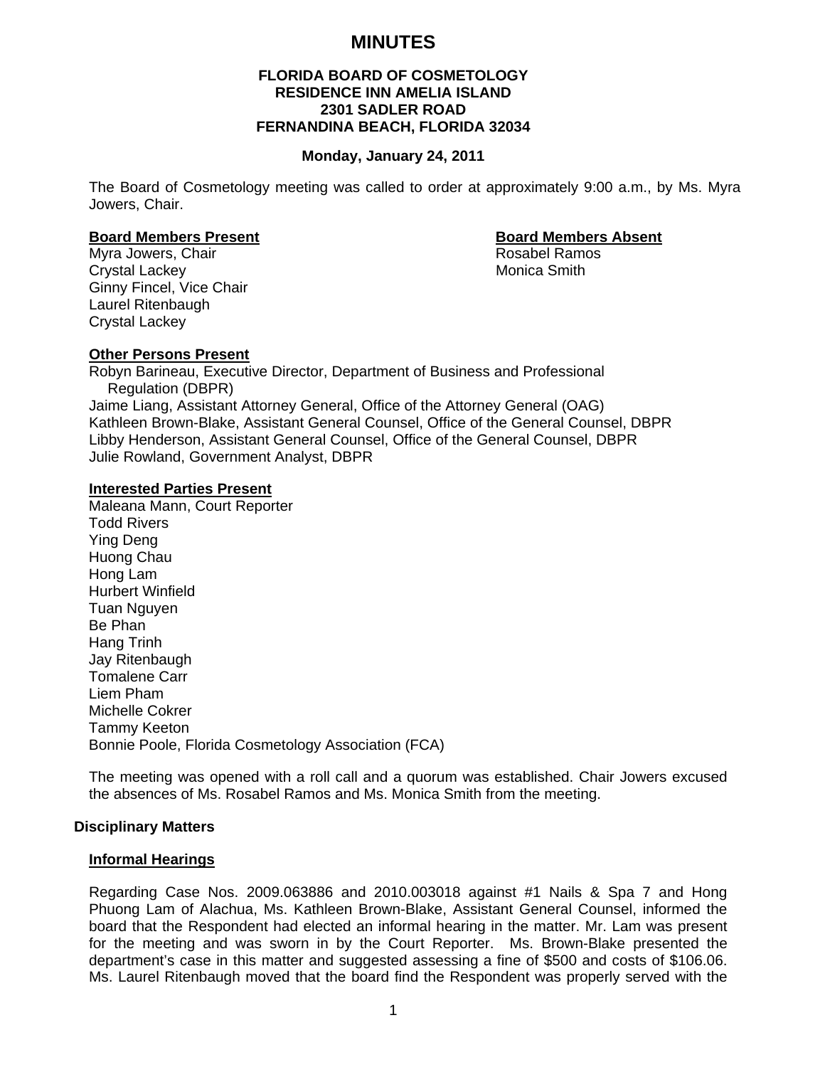# MINUTES

**FLORIDA BOARD OF COSMETOLOGY**
**RESIDENCE INN AMELIA ISLAND**
**2301 SADLER ROAD**
**FERNANDINA BEACH, FLORIDA 32034**

**Monday, January 24, 2011**

The Board of Cosmetology meeting was called to order at approximately 9:00 a.m., by Ms. Myra Jowers, Chair.

**Board Members Present**

Myra Jowers, Chair
Crystal Lackey
Ginny Fincel, Vice Chair
Laurel Ritenbaugh
Crystal Lackey

**Board Members Absent**

Rosabel Ramos
Monica Smith

**Other Persons Present**

Robyn Barineau, Executive Director, Department of Business and Professional Regulation (DBPR)
Jaime Liang, Assistant Attorney General, Office of the Attorney General (OAG)
Kathleen Brown-Blake, Assistant General Counsel, Office of the General Counsel, DBPR
Libby Henderson, Assistant General Counsel, Office of the General Counsel, DBPR
Julie Rowland, Government Analyst, DBPR

**Interested Parties Present**

Maleana Mann, Court Reporter
Todd Rivers
Ying Deng
Huong Chau
Hong Lam
Hurbert Winfield
Tuan Nguyen
Be Phan
Hang Trinh
Jay Ritenbaugh
Tomalene Carr
Liem Pham
Michelle Cokrer
Tammy Keeton
Bonnie Poole, Florida Cosmetology Association (FCA)

The meeting was opened with a roll call and a quorum was established. Chair Jowers excused the absences of Ms. Rosabel Ramos and Ms. Monica Smith from the meeting.

## Disciplinary Matters

### Informal Hearings

Regarding Case Nos. 2009.063886 and 2010.003018 against #1 Nails & Spa 7 and Hong Phuong Lam of Alachua, Ms. Kathleen Brown-Blake, Assistant General Counsel, informed the board that the Respondent had elected an informal hearing in the matter. Mr. Lam was present for the meeting and was sworn in by the Court Reporter. Ms. Brown-Blake presented the department's case in this matter and suggested assessing a fine of $500 and costs of $106.06. Ms. Laurel Ritenbaugh moved that the board find the Respondent was properly served with the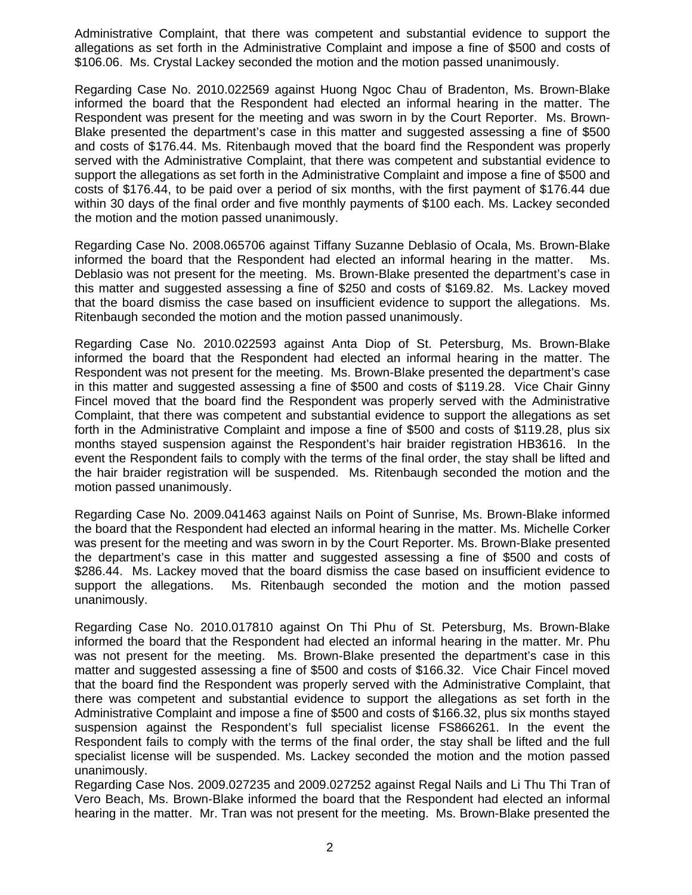Administrative Complaint, that there was competent and substantial evidence to support the allegations as set forth in the Administrative Complaint and impose a fine of $500 and costs of $106.06. Ms. Crystal Lackey seconded the motion and the motion passed unanimously.

Regarding Case No. 2010.022569 against Huong Ngoc Chau of Bradenton, Ms. Brown-Blake informed the board that the Respondent had elected an informal hearing in the matter. The Respondent was present for the meeting and was sworn in by the Court Reporter. Ms. Brown-Blake presented the department's case in this matter and suggested assessing a fine of $500 and costs of $176.44. Ms. Ritenbaugh moved that the board find the Respondent was properly served with the Administrative Complaint, that there was competent and substantial evidence to support the allegations as set forth in the Administrative Complaint and impose a fine of $500 and costs of $176.44, to be paid over a period of six months, with the first payment of $176.44 due within 30 days of the final order and five monthly payments of $100 each. Ms. Lackey seconded the motion and the motion passed unanimously.

Regarding Case No. 2008.065706 against Tiffany Suzanne Deblasio of Ocala, Ms. Brown-Blake informed the board that the Respondent had elected an informal hearing in the matter. Ms. Deblasio was not present for the meeting. Ms. Brown-Blake presented the department's case in this matter and suggested assessing a fine of $250 and costs of $169.82. Ms. Lackey moved that the board dismiss the case based on insufficient evidence to support the allegations. Ms. Ritenbaugh seconded the motion and the motion passed unanimously.

Regarding Case No. 2010.022593 against Anta Diop of St. Petersburg, Ms. Brown-Blake informed the board that the Respondent had elected an informal hearing in the matter. The Respondent was not present for the meeting. Ms. Brown-Blake presented the department's case in this matter and suggested assessing a fine of $500 and costs of $119.28. Vice Chair Ginny Fincel moved that the board find the Respondent was properly served with the Administrative Complaint, that there was competent and substantial evidence to support the allegations as set forth in the Administrative Complaint and impose a fine of $500 and costs of $119.28, plus six months stayed suspension against the Respondent's hair braider registration HB3616. In the event the Respondent fails to comply with the terms of the final order, the stay shall be lifted and the hair braider registration will be suspended. Ms. Ritenbaugh seconded the motion and the motion passed unanimously.

Regarding Case No. 2009.041463 against Nails on Point of Sunrise, Ms. Brown-Blake informed the board that the Respondent had elected an informal hearing in the matter. Ms. Michelle Corker was present for the meeting and was sworn in by the Court Reporter. Ms. Brown-Blake presented the department's case in this matter and suggested assessing a fine of $500 and costs of $286.44. Ms. Lackey moved that the board dismiss the case based on insufficient evidence to support the allegations. Ms. Ritenbaugh seconded the motion and the motion passed unanimously.

Regarding Case No. 2010.017810 against On Thi Phu of St. Petersburg, Ms. Brown-Blake informed the board that the Respondent had elected an informal hearing in the matter. Mr. Phu was not present for the meeting. Ms. Brown-Blake presented the department's case in this matter and suggested assessing a fine of $500 and costs of $166.32. Vice Chair Fincel moved that the board find the Respondent was properly served with the Administrative Complaint, that there was competent and substantial evidence to support the allegations as set forth in the Administrative Complaint and impose a fine of $500 and costs of $166.32, plus six months stayed suspension against the Respondent's full specialist license FS866261. In the event the Respondent fails to comply with the terms of the final order, the stay shall be lifted and the full specialist license will be suspended. Ms. Lackey seconded the motion and the motion passed unanimously.

Regarding Case Nos. 2009.027235 and 2009.027252 against Regal Nails and Li Thu Thi Tran of Vero Beach, Ms. Brown-Blake informed the board that the Respondent had elected an informal hearing in the matter. Mr. Tran was not present for the meeting. Ms. Brown-Blake presented the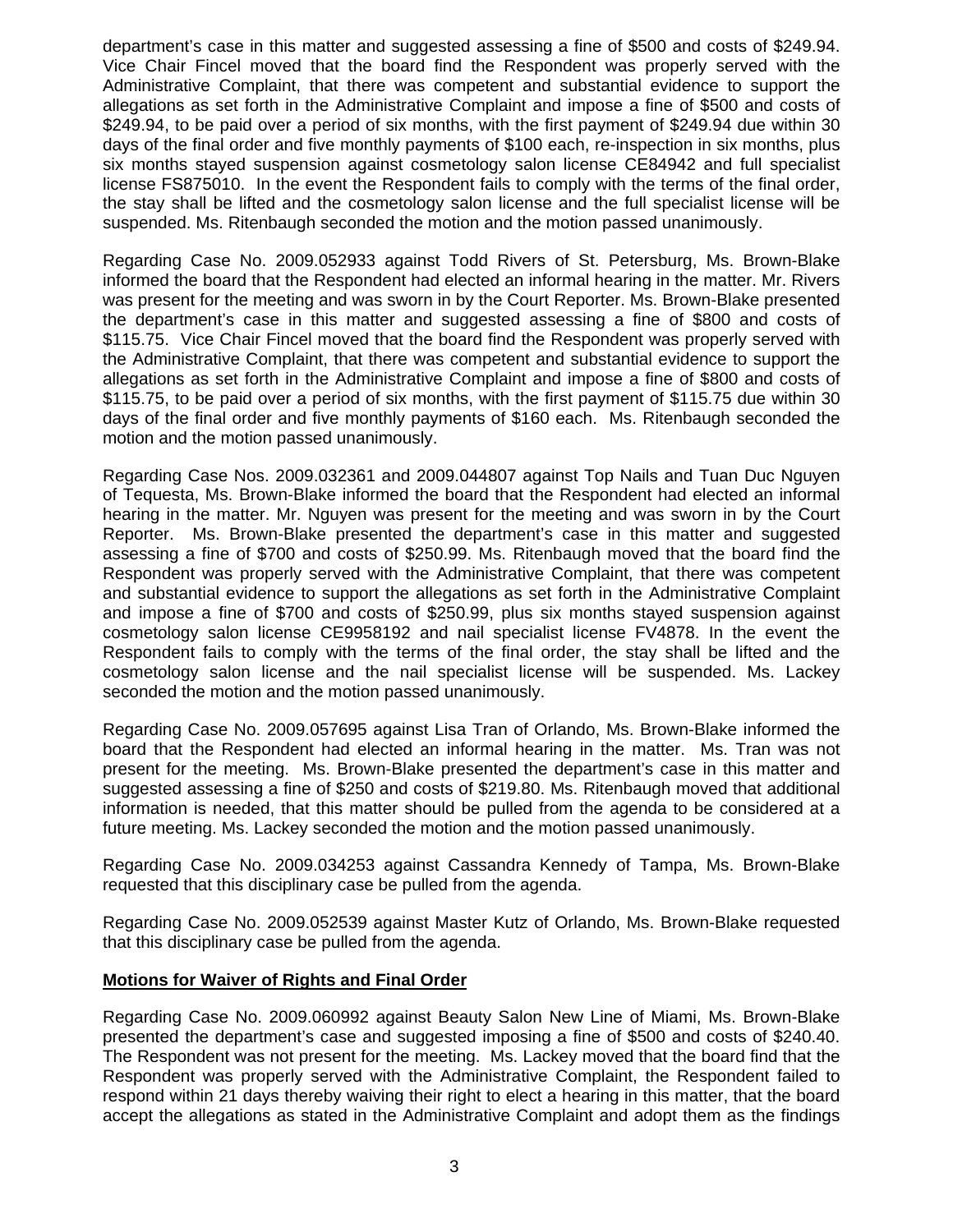department's case in this matter and suggested assessing a fine of $500 and costs of $249.94. Vice Chair Fincel moved that the board find the Respondent was properly served with the Administrative Complaint, that there was competent and substantial evidence to support the allegations as set forth in the Administrative Complaint and impose a fine of $500 and costs of $249.94, to be paid over a period of six months, with the first payment of $249.94 due within 30 days of the final order and five monthly payments of $100 each, re-inspection in six months, plus six months stayed suspension against cosmetology salon license CE84942 and full specialist license FS875010. In the event the Respondent fails to comply with the terms of the final order, the stay shall be lifted and the cosmetology salon license and the full specialist license will be suspended. Ms. Ritenbaugh seconded the motion and the motion passed unanimously.

Regarding Case No. 2009.052933 against Todd Rivers of St. Petersburg, Ms. Brown-Blake informed the board that the Respondent had elected an informal hearing in the matter. Mr. Rivers was present for the meeting and was sworn in by the Court Reporter. Ms. Brown-Blake presented the department's case in this matter and suggested assessing a fine of $800 and costs of $115.75. Vice Chair Fincel moved that the board find the Respondent was properly served with the Administrative Complaint, that there was competent and substantial evidence to support the allegations as set forth in the Administrative Complaint and impose a fine of $800 and costs of $115.75, to be paid over a period of six months, with the first payment of $115.75 due within 30 days of the final order and five monthly payments of $160 each. Ms. Ritenbaugh seconded the motion and the motion passed unanimously.

Regarding Case Nos. 2009.032361 and 2009.044807 against Top Nails and Tuan Duc Nguyen of Tequesta, Ms. Brown-Blake informed the board that the Respondent had elected an informal hearing in the matter. Mr. Nguyen was present for the meeting and was sworn in by the Court Reporter. Ms. Brown-Blake presented the department's case in this matter and suggested assessing a fine of $700 and costs of $250.99. Ms. Ritenbaugh moved that the board find the Respondent was properly served with the Administrative Complaint, that there was competent and substantial evidence to support the allegations as set forth in the Administrative Complaint and impose a fine of $700 and costs of $250.99, plus six months stayed suspension against cosmetology salon license CE9958192 and nail specialist license FV4878. In the event the Respondent fails to comply with the terms of the final order, the stay shall be lifted and the cosmetology salon license and the nail specialist license will be suspended. Ms. Lackey seconded the motion and the motion passed unanimously.

Regarding Case No. 2009.057695 against Lisa Tran of Orlando, Ms. Brown-Blake informed the board that the Respondent had elected an informal hearing in the matter. Ms. Tran was not present for the meeting. Ms. Brown-Blake presented the department's case in this matter and suggested assessing a fine of $250 and costs of $219.80. Ms. Ritenbaugh moved that additional information is needed, that this matter should be pulled from the agenda to be considered at a future meeting. Ms. Lackey seconded the motion and the motion passed unanimously.

Regarding Case No. 2009.034253 against Cassandra Kennedy of Tampa, Ms. Brown-Blake requested that this disciplinary case be pulled from the agenda.

Regarding Case No. 2009.052539 against Master Kutz of Orlando, Ms. Brown-Blake requested that this disciplinary case be pulled from the agenda.

**Motions for Waiver of Rights and Final Order**

Regarding Case No. 2009.060992 against Beauty Salon New Line of Miami, Ms. Brown-Blake presented the department's case and suggested imposing a fine of $500 and costs of $240.40. The Respondent was not present for the meeting. Ms. Lackey moved that the board find that the Respondent was properly served with the Administrative Complaint, the Respondent failed to respond within 21 days thereby waiving their right to elect a hearing in this matter, that the board accept the allegations as stated in the Administrative Complaint and adopt them as the findings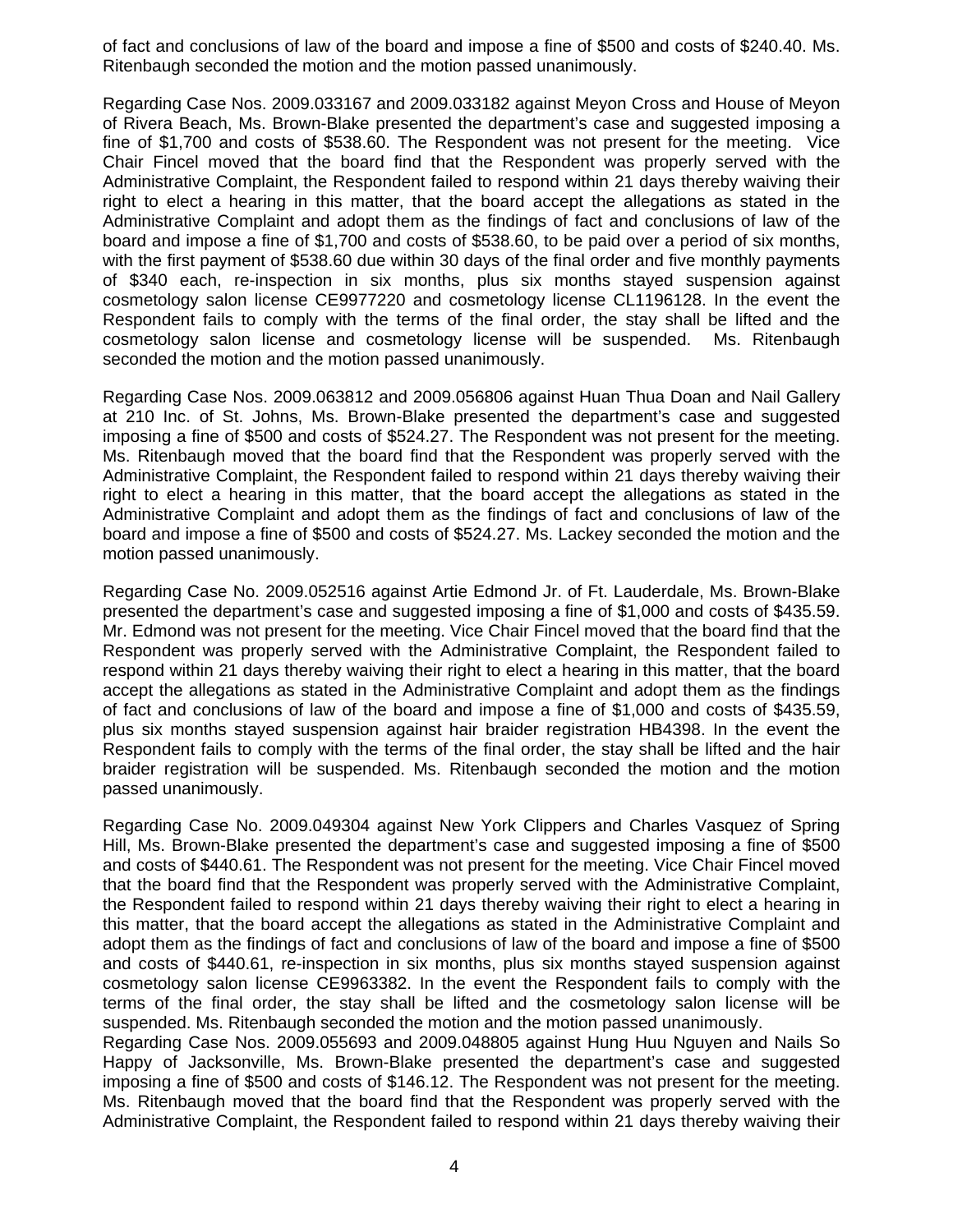of fact and conclusions of law of the board and impose a fine of $500 and costs of $240.40. Ms. Ritenbaugh seconded the motion and the motion passed unanimously.

Regarding Case Nos. 2009.033167 and 2009.033182 against Meyon Cross and House of Meyon of Rivera Beach, Ms. Brown-Blake presented the department's case and suggested imposing a fine of $1,700 and costs of $538.60. The Respondent was not present for the meeting. Vice Chair Fincel moved that the board find that the Respondent was properly served with the Administrative Complaint, the Respondent failed to respond within 21 days thereby waiving their right to elect a hearing in this matter, that the board accept the allegations as stated in the Administrative Complaint and adopt them as the findings of fact and conclusions of law of the board and impose a fine of $1,700 and costs of $538.60, to be paid over a period of six months, with the first payment of $538.60 due within 30 days of the final order and five monthly payments of $340 each, re-inspection in six months, plus six months stayed suspension against cosmetology salon license CE9977220 and cosmetology license CL1196128. In the event the Respondent fails to comply with the terms of the final order, the stay shall be lifted and the cosmetology salon license and cosmetology license will be suspended. Ms. Ritenbaugh seconded the motion and the motion passed unanimously.

Regarding Case Nos. 2009.063812 and 2009.056806 against Huan Thua Doan and Nail Gallery at 210 Inc. of St. Johns, Ms. Brown-Blake presented the department's case and suggested imposing a fine of $500 and costs of $524.27. The Respondent was not present for the meeting. Ms. Ritenbaugh moved that the board find that the Respondent was properly served with the Administrative Complaint, the Respondent failed to respond within 21 days thereby waiving their right to elect a hearing in this matter, that the board accept the allegations as stated in the Administrative Complaint and adopt them as the findings of fact and conclusions of law of the board and impose a fine of $500 and costs of $524.27. Ms. Lackey seconded the motion and the motion passed unanimously.

Regarding Case No. 2009.052516 against Artie Edmond Jr. of Ft. Lauderdale, Ms. Brown-Blake presented the department's case and suggested imposing a fine of $1,000 and costs of $435.59. Mr. Edmond was not present for the meeting. Vice Chair Fincel moved that the board find that the Respondent was properly served with the Administrative Complaint, the Respondent failed to respond within 21 days thereby waiving their right to elect a hearing in this matter, that the board accept the allegations as stated in the Administrative Complaint and adopt them as the findings of fact and conclusions of law of the board and impose a fine of $1,000 and costs of $435.59, plus six months stayed suspension against hair braider registration HB4398. In the event the Respondent fails to comply with the terms of the final order, the stay shall be lifted and the hair braider registration will be suspended. Ms. Ritenbaugh seconded the motion and the motion passed unanimously.

Regarding Case No. 2009.049304 against New York Clippers and Charles Vasquez of Spring Hill, Ms. Brown-Blake presented the department's case and suggested imposing a fine of $500 and costs of $440.61. The Respondent was not present for the meeting. Vice Chair Fincel moved that the board find that the Respondent was properly served with the Administrative Complaint, the Respondent failed to respond within 21 days thereby waiving their right to elect a hearing in this matter, that the board accept the allegations as stated in the Administrative Complaint and adopt them as the findings of fact and conclusions of law of the board and impose a fine of $500 and costs of $440.61, re-inspection in six months, plus six months stayed suspension against cosmetology salon license CE9963382. In the event the Respondent fails to comply with the terms of the final order, the stay shall be lifted and the cosmetology salon license will be suspended. Ms. Ritenbaugh seconded the motion and the motion passed unanimously.

Regarding Case Nos. 2009.055693 and 2009.048805 against Hung Huu Nguyen and Nails So Happy of Jacksonville, Ms. Brown-Blake presented the department's case and suggested imposing a fine of $500 and costs of $146.12. The Respondent was not present for the meeting. Ms. Ritenbaugh moved that the board find that the Respondent was properly served with the Administrative Complaint, the Respondent failed to respond within 21 days thereby waiving their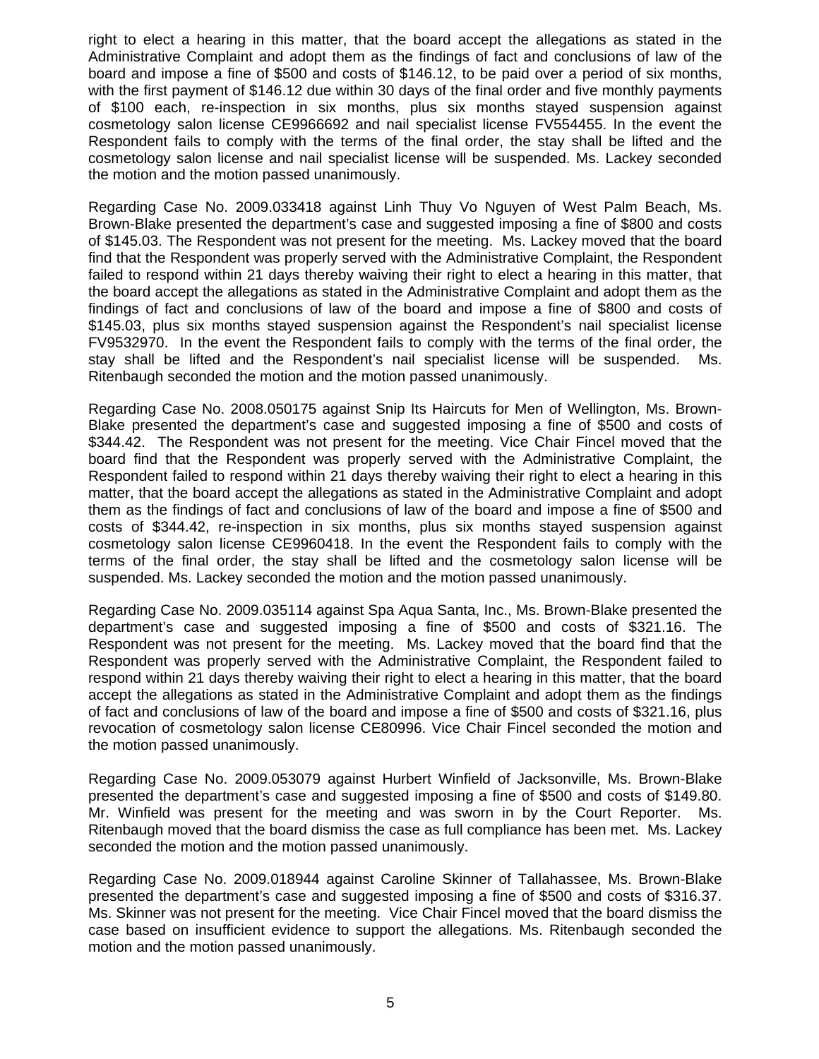right to elect a hearing in this matter, that the board accept the allegations as stated in the Administrative Complaint and adopt them as the findings of fact and conclusions of law of the board and impose a fine of $500 and costs of $146.12, to be paid over a period of six months, with the first payment of $146.12 due within 30 days of the final order and five monthly payments of $100 each, re-inspection in six months, plus six months stayed suspension against cosmetology salon license CE9966692 and nail specialist license FV554455. In the event the Respondent fails to comply with the terms of the final order, the stay shall be lifted and the cosmetology salon license and nail specialist license will be suspended. Ms. Lackey seconded the motion and the motion passed unanimously.

Regarding Case No. 2009.033418 against Linh Thuy Vo Nguyen of West Palm Beach, Ms. Brown-Blake presented the department's case and suggested imposing a fine of $800 and costs of $145.03. The Respondent was not present for the meeting. Ms. Lackey moved that the board find that the Respondent was properly served with the Administrative Complaint, the Respondent failed to respond within 21 days thereby waiving their right to elect a hearing in this matter, that the board accept the allegations as stated in the Administrative Complaint and adopt them as the findings of fact and conclusions of law of the board and impose a fine of $800 and costs of $145.03, plus six months stayed suspension against the Respondent's nail specialist license FV9532970. In the event the Respondent fails to comply with the terms of the final order, the stay shall be lifted and the Respondent's nail specialist license will be suspended. Ms. Ritenbaugh seconded the motion and the motion passed unanimously.

Regarding Case No. 2008.050175 against Snip Its Haircuts for Men of Wellington, Ms. Brown-Blake presented the department's case and suggested imposing a fine of $500 and costs of $344.42. The Respondent was not present for the meeting. Vice Chair Fincel moved that the board find that the Respondent was properly served with the Administrative Complaint, the Respondent failed to respond within 21 days thereby waiving their right to elect a hearing in this matter, that the board accept the allegations as stated in the Administrative Complaint and adopt them as the findings of fact and conclusions of law of the board and impose a fine of $500 and costs of $344.42, re-inspection in six months, plus six months stayed suspension against cosmetology salon license CE9960418. In the event the Respondent fails to comply with the terms of the final order, the stay shall be lifted and the cosmetology salon license will be suspended. Ms. Lackey seconded the motion and the motion passed unanimously.

Regarding Case No. 2009.035114 against Spa Aqua Santa, Inc., Ms. Brown-Blake presented the department's case and suggested imposing a fine of $500 and costs of $321.16. The Respondent was not present for the meeting. Ms. Lackey moved that the board find that the Respondent was properly served with the Administrative Complaint, the Respondent failed to respond within 21 days thereby waiving their right to elect a hearing in this matter, that the board accept the allegations as stated in the Administrative Complaint and adopt them as the findings of fact and conclusions of law of the board and impose a fine of $500 and costs of $321.16, plus revocation of cosmetology salon license CE80996. Vice Chair Fincel seconded the motion and the motion passed unanimously.

Regarding Case No. 2009.053079 against Hurbert Winfield of Jacksonville, Ms. Brown-Blake presented the department's case and suggested imposing a fine of $500 and costs of $149.80. Mr. Winfield was present for the meeting and was sworn in by the Court Reporter. Ms. Ritenbaugh moved that the board dismiss the case as full compliance has been met. Ms. Lackey seconded the motion and the motion passed unanimously.

Regarding Case No. 2009.018944 against Caroline Skinner of Tallahassee, Ms. Brown-Blake presented the department's case and suggested imposing a fine of $500 and costs of $316.37. Ms. Skinner was not present for the meeting. Vice Chair Fincel moved that the board dismiss the case based on insufficient evidence to support the allegations. Ms. Ritenbaugh seconded the motion and the motion passed unanimously.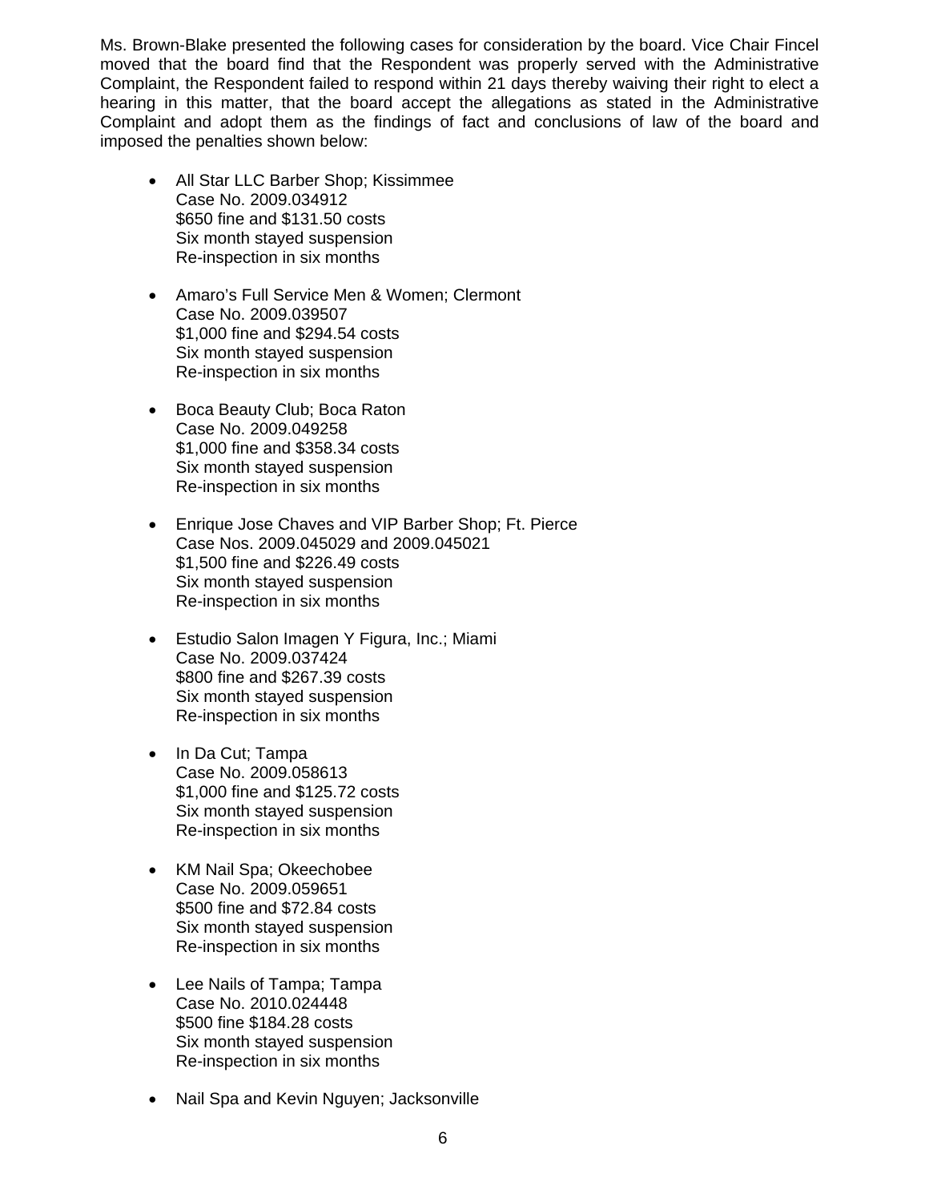Ms. Brown-Blake presented the following cases for consideration by the board. Vice Chair Fincel moved that the board find that the Respondent was properly served with the Administrative Complaint, the Respondent failed to respond within 21 days thereby waiving their right to elect a hearing in this matter, that the board accept the allegations as stated in the Administrative Complaint and adopt them as the findings of fact and conclusions of law of the board and imposed the penalties shown below:

- All Star LLC Barber Shop; Kissimmee
  Case No. 2009.034912
  $650 fine and $131.50 costs
  Six month stayed suspension
  Re-inspection in six months

- Amaro's Full Service Men & Women; Clermont
  Case No. 2009.039507
  $1,000 fine and $294.54 costs
  Six month stayed suspension
  Re-inspection in six months

- Boca Beauty Club; Boca Raton
  Case No. 2009.049258
  $1,000 fine and $358.34 costs
  Six month stayed suspension
  Re-inspection in six months

- Enrique Jose Chaves and VIP Barber Shop; Ft. Pierce
  Case Nos. 2009.045029 and 2009.045021
  $1,500 fine and $226.49 costs
  Six month stayed suspension
  Re-inspection in six months

- Estudio Salon Imagen Y Figura, Inc.; Miami
  Case No. 2009.037424
  $800 fine and $267.39 costs
  Six month stayed suspension
  Re-inspection in six months

- In Da Cut; Tampa
  Case No. 2009.058613
  $1,000 fine and $125.72 costs
  Six month stayed suspension
  Re-inspection in six months

- KM Nail Spa; Okeechobee
  Case No. 2009.059651
  $500 fine and $72.84 costs
  Six month stayed suspension
  Re-inspection in six months

- Lee Nails of Tampa; Tampa
  Case No. 2010.024448
  $500 fine $184.28 costs
  Six month stayed suspension
  Re-inspection in six months

- Nail Spa and Kevin Nguyen; Jacksonville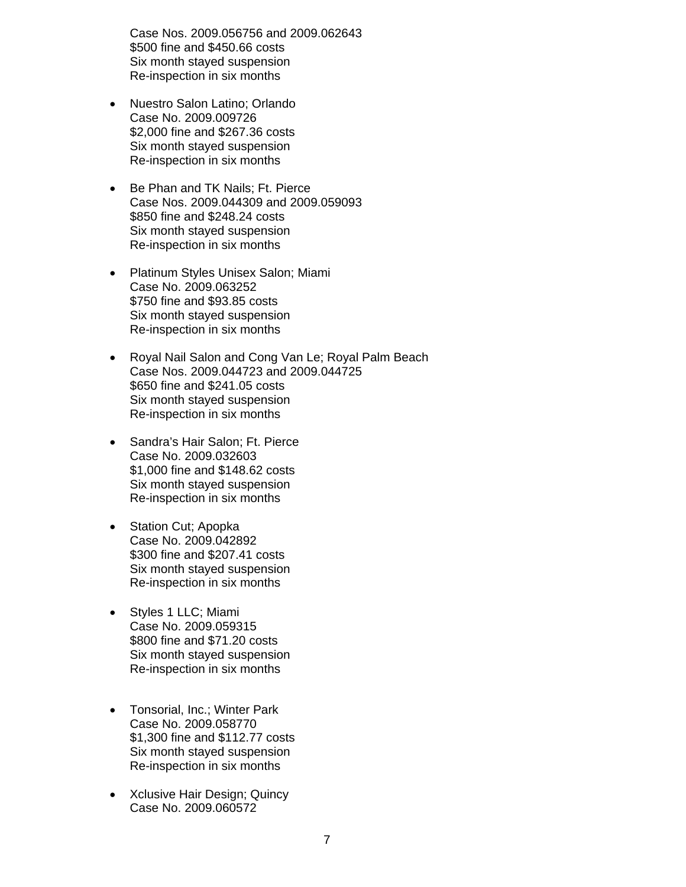Case Nos. 2009.056756 and 2009.062643
$500 fine and $450.66 costs
Six month stayed suspension
Re-inspection in six months

- Nuestro Salon Latino; Orlando
  Case No. 2009.009726
  $2,000 fine and $267.36 costs
  Six month stayed suspension
  Re-inspection in six months

- Be Phan and TK Nails; Ft. Pierce
  Case Nos. 2009.044309 and 2009.059093
  $850 fine and $248.24 costs
  Six month stayed suspension
  Re-inspection in six months

- Platinum Styles Unisex Salon; Miami
  Case No. 2009.063252
  $750 fine and $93.85 costs
  Six month stayed suspension
  Re-inspection in six months

- Royal Nail Salon and Cong Van Le; Royal Palm Beach
  Case Nos. 2009.044723 and 2009.044725
  $650 fine and $241.05 costs
  Six month stayed suspension
  Re-inspection in six months

- Sandra's Hair Salon; Ft. Pierce
  Case No. 2009.032603
  $1,000 fine and $148.62 costs
  Six month stayed suspension
  Re-inspection in six months

- Station Cut; Apopka
  Case No. 2009.042892
  $300 fine and $207.41 costs
  Six month stayed suspension
  Re-inspection in six months

- Styles 1 LLC; Miami
  Case No. 2009.059315
  $800 fine and $71.20 costs
  Six month stayed suspension
  Re-inspection in six months

- Tonsorial, Inc.; Winter Park
  Case No. 2009.058770
  $1,300 fine and $112.77 costs
  Six month stayed suspension
  Re-inspection in six months

- Xclusive Hair Design; Quincy
  Case No. 2009.060572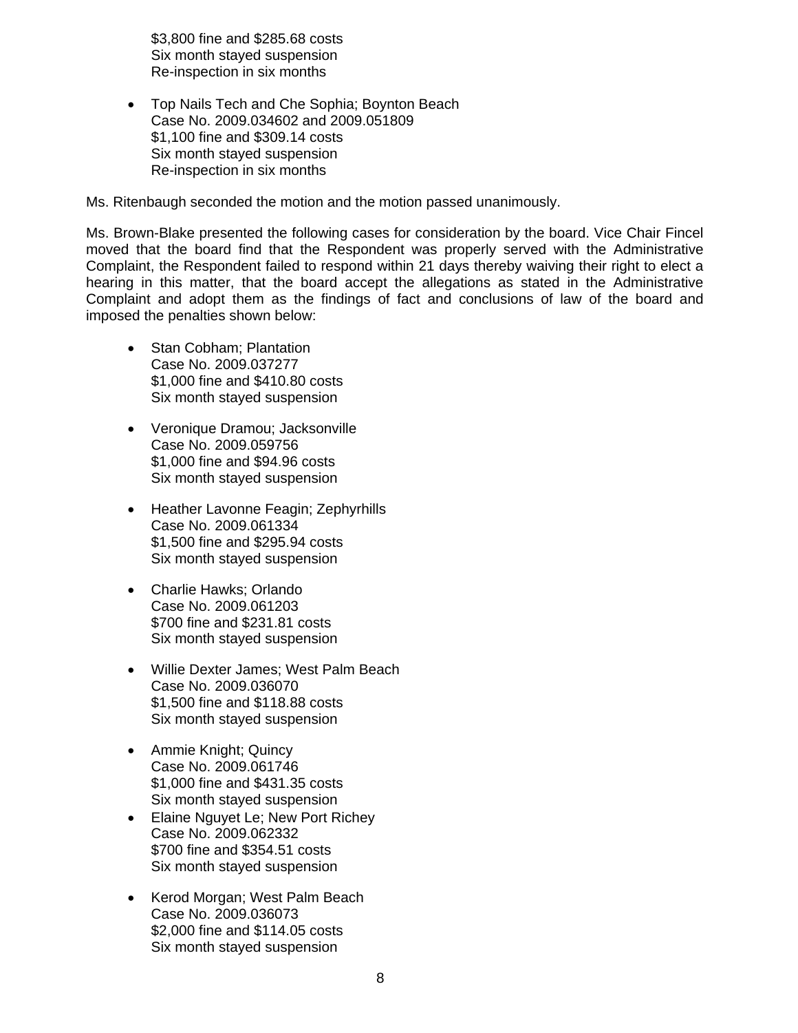$3,800 fine and $285.68 costs
Six month stayed suspension
Re-inspection in six months

- Top Nails Tech and Che Sophia; Boynton Beach
  Case No. 2009.034602 and 2009.051809
  $1,100 fine and $309.14 costs
  Six month stayed suspension
  Re-inspection in six months

Ms. Ritenbaugh seconded the motion and the motion passed unanimously.

Ms. Brown-Blake presented the following cases for consideration by the board. Vice Chair Fincel moved that the board find that the Respondent was properly served with the Administrative Complaint, the Respondent failed to respond within 21 days thereby waiving their right to elect a hearing in this matter, that the board accept the allegations as stated in the Administrative Complaint and adopt them as the findings of fact and conclusions of law of the board and imposed the penalties shown below:

- Stan Cobham; Plantation
  Case No. 2009.037277
  $1,000 fine and $410.80 costs
  Six month stayed suspension

- Veronique Dramou; Jacksonville
  Case No. 2009.059756
  $1,000 fine and $94.96 costs
  Six month stayed suspension

- Heather Lavonne Feagin; Zephyrhills
  Case No. 2009.061334
  $1,500 fine and $295.94 costs
  Six month stayed suspension

- Charlie Hawks; Orlando
  Case No. 2009.061203
  $700 fine and $231.81 costs
  Six month stayed suspension

- Willie Dexter James; West Palm Beach
  Case No. 2009.036070
  $1,500 fine and $118.88 costs
  Six month stayed suspension

- Ammie Knight; Quincy
  Case No. 2009.061746
  $1,000 fine and $431.35 costs
  Six month stayed suspension

- Elaine Nguyet Le; New Port Richey
  Case No. 2009.062332
  $700 fine and $354.51 costs
  Six month stayed suspension

- Kerod Morgan; West Palm Beach
  Case No. 2009.036073
  $2,000 fine and $114.05 costs
  Six month stayed suspension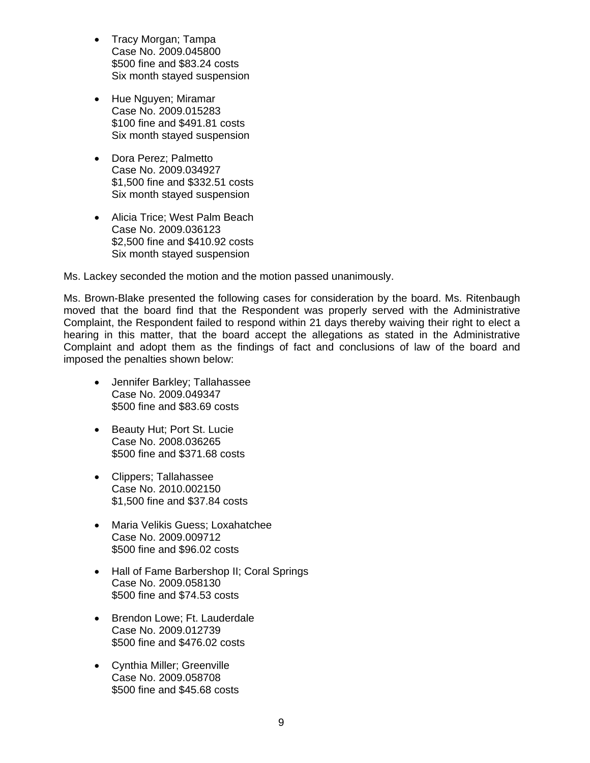- Tracy Morgan; Tampa
  Case No. 2009.045800
  $500 fine and $83.24 costs
  Six month stayed suspension

- Hue Nguyen; Miramar
  Case No. 2009.015283
  $100 fine and $491.81 costs
  Six month stayed suspension

- Dora Perez; Palmetto
  Case No. 2009.034927
  $1,500 fine and $332.51 costs
  Six month stayed suspension

- Alicia Trice; West Palm Beach
  Case No. 2009.036123
  $2,500 fine and $410.92 costs
  Six month stayed suspension

Ms. Lackey seconded the motion and the motion passed unanimously.

Ms. Brown-Blake presented the following cases for consideration by the board. Ms. Ritenbaugh moved that the board find that the Respondent was properly served with the Administrative Complaint, the Respondent failed to respond within 21 days thereby waiving their right to elect a hearing in this matter, that the board accept the allegations as stated in the Administrative Complaint and adopt them as the findings of fact and conclusions of law of the board and imposed the penalties shown below:

- Jennifer Barkley; Tallahassee
  Case No. 2009.049347
  $500 fine and $83.69 costs

- Beauty Hut; Port St. Lucie
  Case No. 2008.036265
  $500 fine and $371.68 costs

- Clippers; Tallahassee
  Case No. 2010.002150
  $1,500 fine and $37.84 costs

- Maria Velikis Guess; Loxahatchee
  Case No. 2009.009712
  $500 fine and $96.02 costs

- Hall of Fame Barbershop II; Coral Springs
  Case No. 2009.058130
  $500 fine and $74.53 costs

- Brendon Lowe; Ft. Lauderdale
  Case No. 2009.012739
  $500 fine and $476.02 costs

- Cynthia Miller; Greenville
  Case No. 2009.058708
  $500 fine and $45.68 costs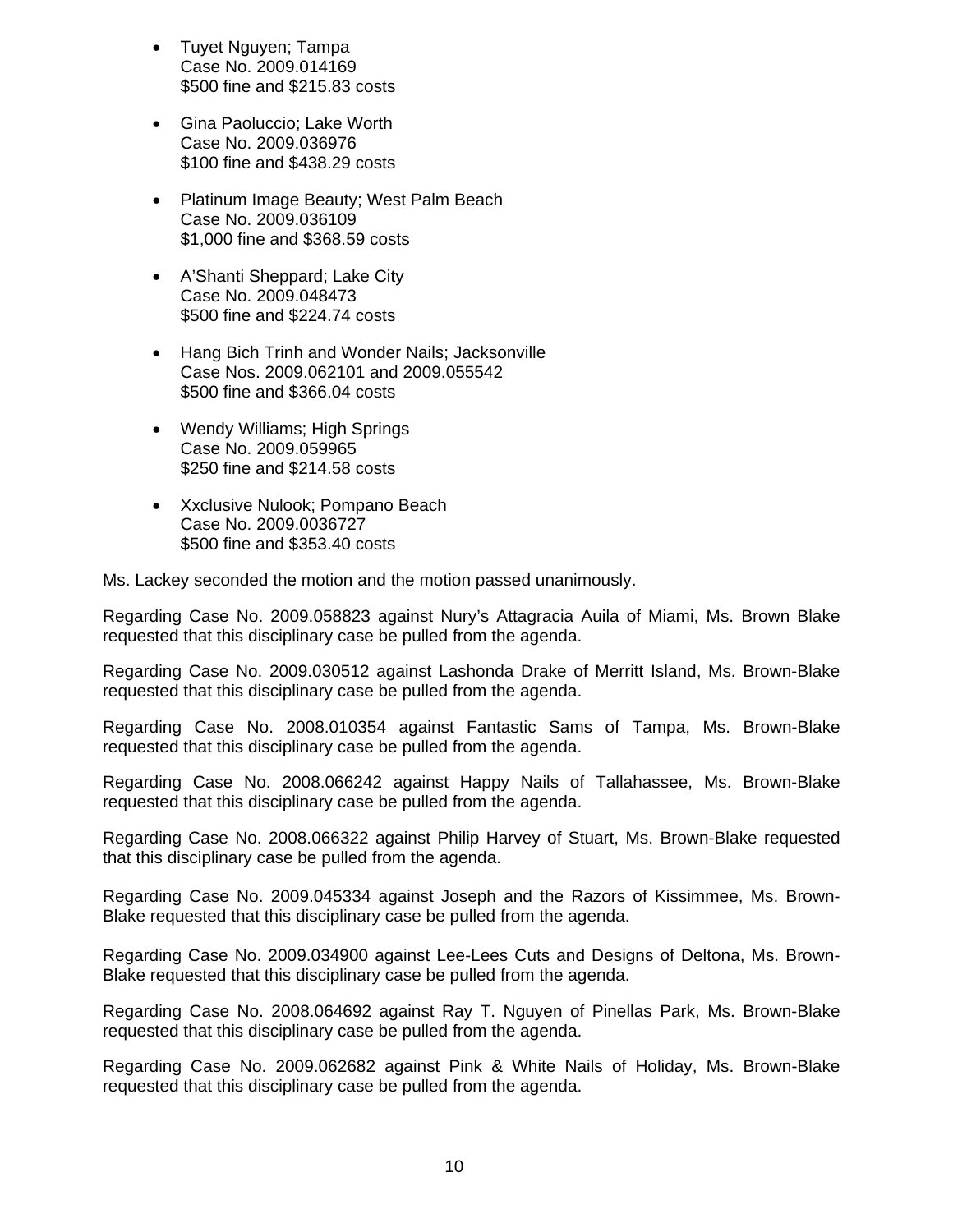- Tuyet Nguyen; Tampa
  Case No. 2009.014169
  $500 fine and $215.83 costs

- Gina Paoluccio; Lake Worth
  Case No. 2009.036976
  $100 fine and $438.29 costs

- Platinum Image Beauty; West Palm Beach
  Case No. 2009.036109
  $1,000 fine and $368.59 costs

- A'Shanti Sheppard; Lake City
  Case No. 2009.048473
  $500 fine and $224.74 costs

- Hang Bich Trinh and Wonder Nails; Jacksonville
  Case Nos. 2009.062101 and 2009.055542
  $500 fine and $366.04 costs

- Wendy Williams; High Springs
  Case No. 2009.059965
  $250 fine and $214.58 costs

- Xxclusive Nulook; Pompano Beach
  Case No. 2009.0036727
  $500 fine and $353.40 costs

Ms. Lackey seconded the motion and the motion passed unanimously.

Regarding Case No. 2009.058823 against Nury's Attagracia Auila of Miami, Ms. Brown Blake requested that this disciplinary case be pulled from the agenda.

Regarding Case No. 2009.030512 against Lashonda Drake of Merritt Island, Ms. Brown-Blake requested that this disciplinary case be pulled from the agenda.

Regarding Case No. 2008.010354 against Fantastic Sams of Tampa, Ms. Brown-Blake requested that this disciplinary case be pulled from the agenda.

Regarding Case No. 2008.066242 against Happy Nails of Tallahassee, Ms. Brown-Blake requested that this disciplinary case be pulled from the agenda.

Regarding Case No. 2008.066322 against Philip Harvey of Stuart, Ms. Brown-Blake requested that this disciplinary case be pulled from the agenda.

Regarding Case No. 2009.045334 against Joseph and the Razors of Kissimmee, Ms. Brown-Blake requested that this disciplinary case be pulled from the agenda.

Regarding Case No. 2009.034900 against Lee-Lees Cuts and Designs of Deltona, Ms. Brown-Blake requested that this disciplinary case be pulled from the agenda.

Regarding Case No. 2008.064692 against Ray T. Nguyen of Pinellas Park, Ms. Brown-Blake requested that this disciplinary case be pulled from the agenda.

Regarding Case No. 2009.062682 against Pink & White Nails of Holiday, Ms. Brown-Blake requested that this disciplinary case be pulled from the agenda.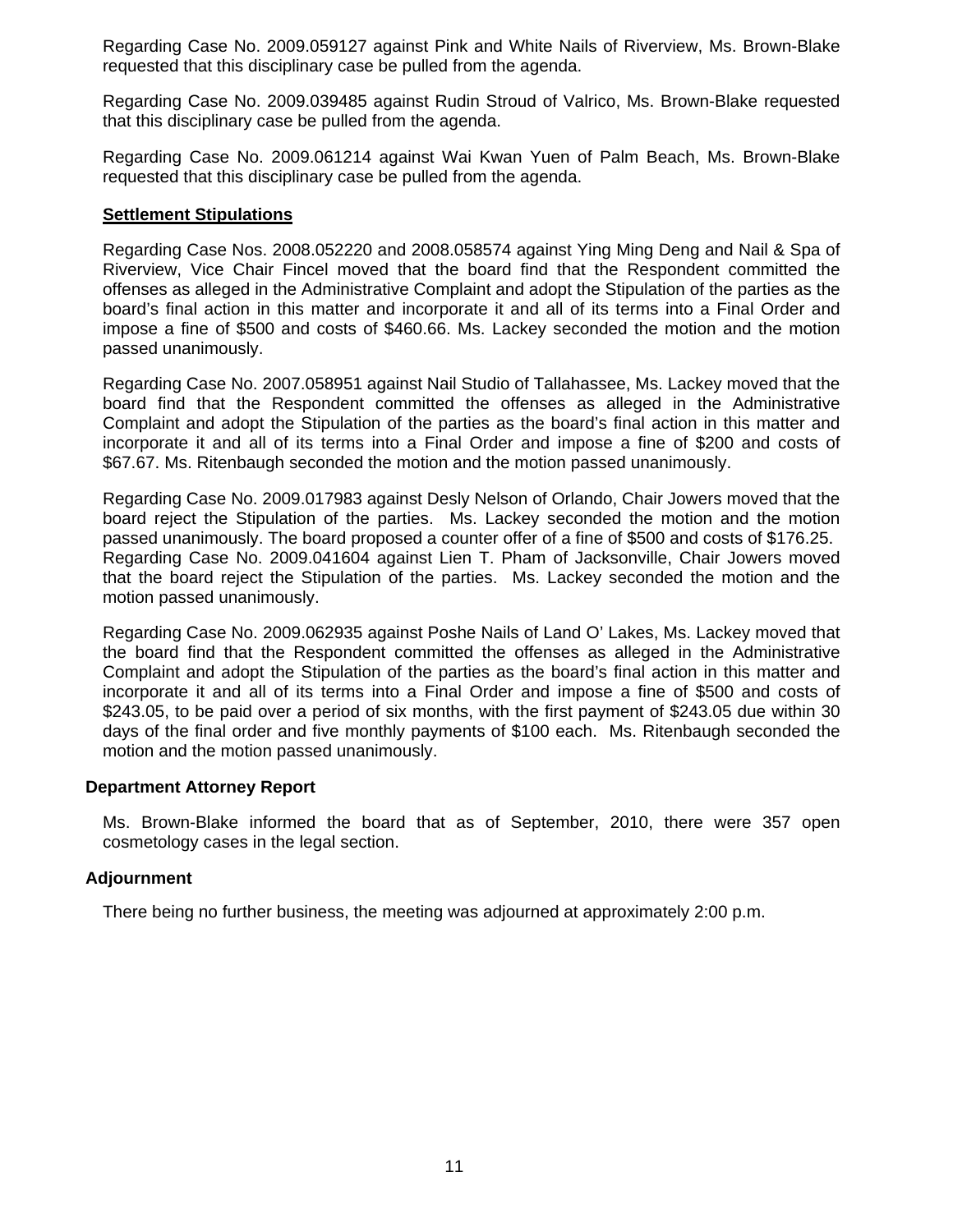Regarding Case No. 2009.059127 against Pink and White Nails of Riverview, Ms. Brown-Blake requested that this disciplinary case be pulled from the agenda.

Regarding Case No. 2009.039485 against Rudin Stroud of Valrico, Ms. Brown-Blake requested that this disciplinary case be pulled from the agenda.

Regarding Case No. 2009.061214 against Wai Kwan Yuen of Palm Beach, Ms. Brown-Blake requested that this disciplinary case be pulled from the agenda.

**Settlement Stipulations**

Regarding Case Nos. 2008.052220 and 2008.058574 against Ying Ming Deng and Nail & Spa of Riverview, Vice Chair Fincel moved that the board find that the Respondent committed the offenses as alleged in the Administrative Complaint and adopt the Stipulation of the parties as the board's final action in this matter and incorporate it and all of its terms into a Final Order and impose a fine of $500 and costs of $460.66. Ms. Lackey seconded the motion and the motion passed unanimously.

Regarding Case No. 2007.058951 against Nail Studio of Tallahassee, Ms. Lackey moved that the board find that the Respondent committed the offenses as alleged in the Administrative Complaint and adopt the Stipulation of the parties as the board's final action in this matter and incorporate it and all of its terms into a Final Order and impose a fine of $200 and costs of $67.67. Ms. Ritenbaugh seconded the motion and the motion passed unanimously.

Regarding Case No. 2009.017983 against Desly Nelson of Orlando, Chair Jowers moved that the board reject the Stipulation of the parties. Ms. Lackey seconded the motion and the motion passed unanimously. The board proposed a counter offer of a fine of $500 and costs of $176.25.
Regarding Case No. 2009.041604 against Lien T. Pham of Jacksonville, Chair Jowers moved that the board reject the Stipulation of the parties. Ms. Lackey seconded the motion and the motion passed unanimously.

Regarding Case No. 2009.062935 against Poshe Nails of Land O' Lakes, Ms. Lackey moved that the board find that the Respondent committed the offenses as alleged in the Administrative Complaint and adopt the Stipulation of the parties as the board's final action in this matter and incorporate it and all of its terms into a Final Order and impose a fine of $500 and costs of $243.05, to be paid over a period of six months, with the first payment of $243.05 due within 30 days of the final order and five monthly payments of $100 each. Ms. Ritenbaugh seconded the motion and the motion passed unanimously.

**Department Attorney Report**

Ms. Brown-Blake informed the board that as of September, 2010, there were 357 open cosmetology cases in the legal section.

**Adjournment**

There being no further business, the meeting was adjourned at approximately 2:00 p.m.